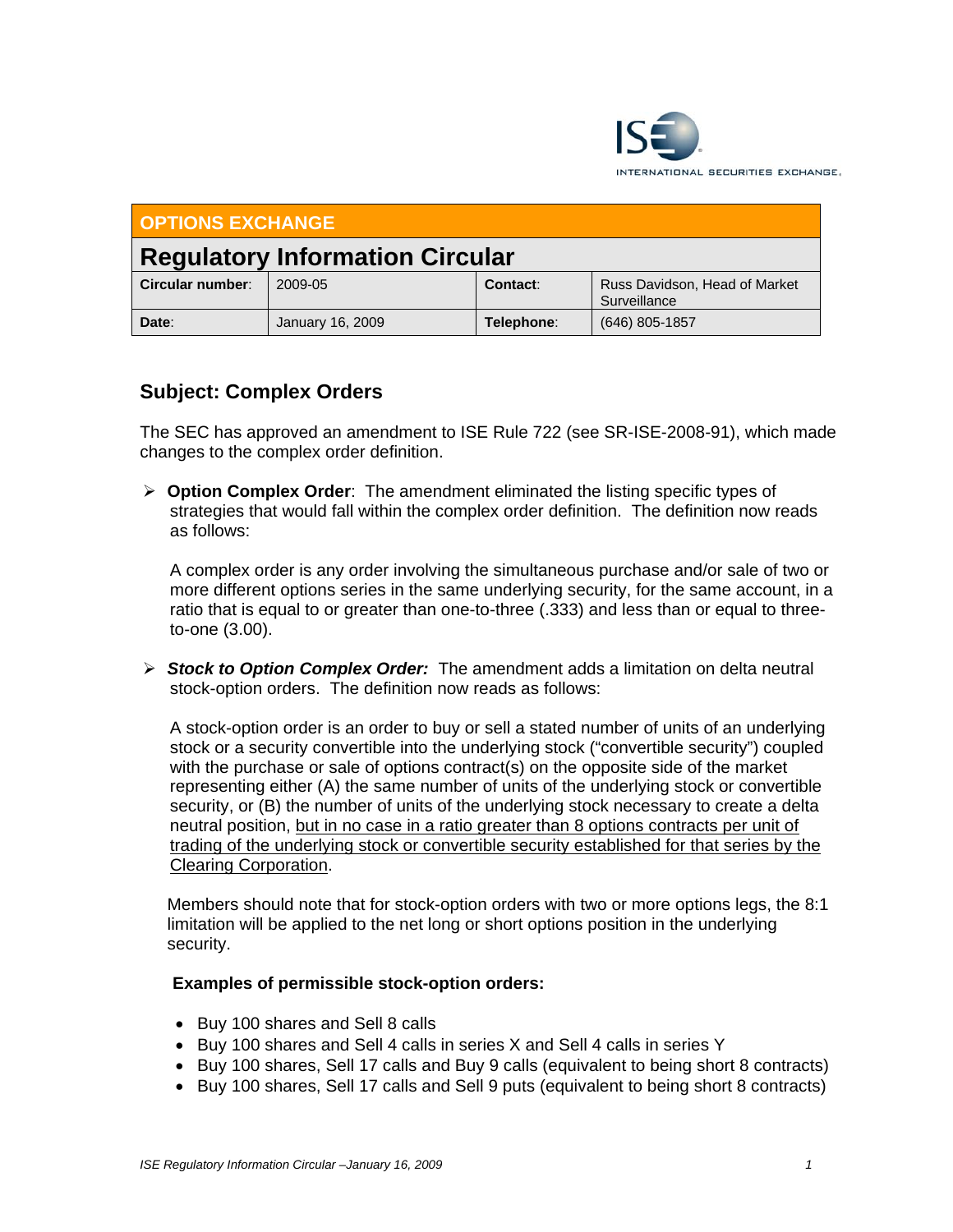## OPTIONS EXCHANGE

# Regulatory Information Circular

| Circular number: | 2009-05 | Contact: | Russ Davidson, Head of Market Surveillance |
|---|---|---|---|
| Date: | January 16, 2009 | Telephone: | (646) 805-1857 |

## Subject: Complex Orders

The SEC has approved an amendment to ISE Rule 722 (see SR-ISE-2008-91), which made changes to the complex order definition.

- **Option Complex Order**: The amendment eliminated the listing specific types of strategies that would fall within the complex order definition. The definition now reads as follows:

  A complex order is any order involving the simultaneous purchase and/or sale of two or more different options series in the same underlying security, for the same account, in a ratio that is equal to or greater than one-to-three (.333) and less than or equal to three-to-one (3.00).

- ***Stock to Option Complex Order:*** The amendment adds a limitation on delta neutral stock-option orders. The definition now reads as follows:

  A stock-option order is an order to buy or sell a stated number of units of an underlying stock or a security convertible into the underlying stock ("convertible security") coupled with the purchase or sale of options contract(s) on the opposite side of the market representing either (A) the same number of units of the underlying stock or convertible security, or (B) the number of units of the underlying stock necessary to create a delta neutral position, <u>but in no case in a ratio greater than 8 options contracts per unit of trading of the underlying stock or convertible security established for that series by the Clearing Corporation</u>.

  Members should note that for stock-option orders with two or more options legs, the 8:1 limitation will be applied to the net long or short options position in the underlying security.

  **Examples of permissible stock-option orders:**

  - Buy 100 shares and Sell 8 calls
  - Buy 100 shares and Sell 4 calls in series X and Sell 4 calls in series Y
  - Buy 100 shares, Sell 17 calls and Buy 9 calls (equivalent to being short 8 contracts)
  - Buy 100 shares, Sell 17 calls and Sell 9 puts (equivalent to being short 8 contracts)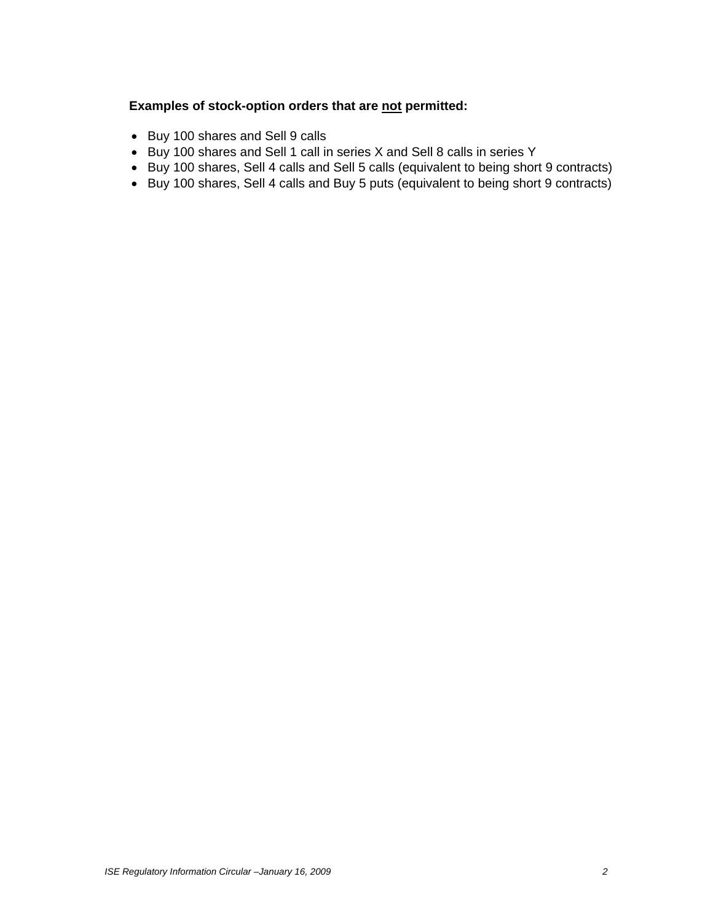**Examples of stock-option orders that are <u>not</u> permitted:**

- Buy 100 shares and Sell 9 calls
- Buy 100 shares and Sell 1 call in series X and Sell 8 calls in series Y
- Buy 100 shares, Sell 4 calls and Sell 5 calls (equivalent to being short 9 contracts)
- Buy 100 shares, Sell 4 calls and Buy 5 puts (equivalent to being short 9 contracts)